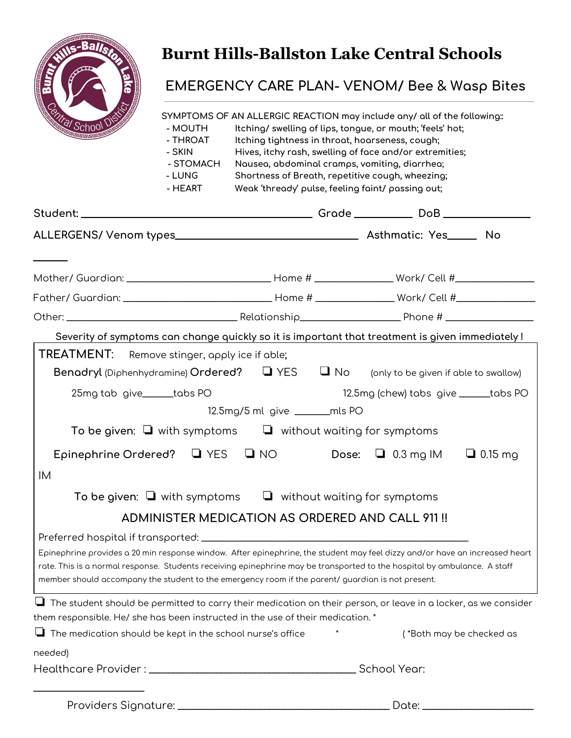# Burnt Hills-Ballston Lake Central Schools

## EMERGENCY CARE PLAN- VENOM/ Bee & Wasp Bites

SYMPTOMS OF AN ALLERGIC REACTION may include any/ all of the following::

- MOUTH Itching/ swelling of lips, tongue, or mouth; 'feels' hot;
- THROAT Itching tightness in throat, hoarseness, cough;
- SKIN Hives, itchy rash, swelling of face and/or extremities;
- STOMACH Nausea, abdominal cramps, vomiting, diarrhea;
- LUNG Shortness of Breath, repetitive cough, wheezing;
- HEART Weak 'thready' pulse, feeling faint/ passing out;

**Student:** ________________________________________ **Grade** __________ **DoB** ______________

**ALLERGENS/ Venom types**________________________________ **Asthmatic: Yes**_____ **No** ______

Mother/ Guardian: ___________________________ Home # ______________ Work/ Cell #______________

Father/ Guardian: ___________________________ Home # ______________ Work/ Cell #______________

Other: ________________________________ Relationship__________________ Phone # ________________

Severity of symptoms can change quickly so it is important that treatment is given immediately !

**TREATMENT:** Remove stinger, apply ice if able;

**Benadryl** (Diphenhydramine) **Ordered?** ❑ YES ❑ No (only to be given if able to swallow)

25mg tab give______tabs PO 12.5mg (chew) tabs give ______tabs PO

12.5mg/5 ml give _______mls PO

To be given: ❑ with symptoms ❑ without waiting for symptoms

**Epinephrine Ordered?** ❑ YES ❑ NO **Dose:** ❑ 0.3 mg IM ❑ 0.15 mg IM

To be given: ❑ with symptoms ❑ without waiting for symptoms

**ADMINISTER MEDICATION AS ORDERED AND CALL 911 !!**

Preferred hospital if transported: _______________________________________________

Epinephrine provides a 20 min response window. After epinephrine, the student may feel dizzy and/or have an increased heart rate. This is a normal response. Students receiving epinephrine may be transported to the hospital by ambulance. A staff member should accompany the student to the emergency room if the parent/ guardian is not present.

❑ The student should be permitted to carry their medication on their person, or leave in a locker, as we consider them responsible. He/ she has been instructed in the use of their medication. *

❑ The medication should be kept in the school nurse's office * ( *Both may be checked as needed)

Healthcare Provider : ______________________________________ School Year: ____________________

Providers Signature: ______________________________________ Date: ___________________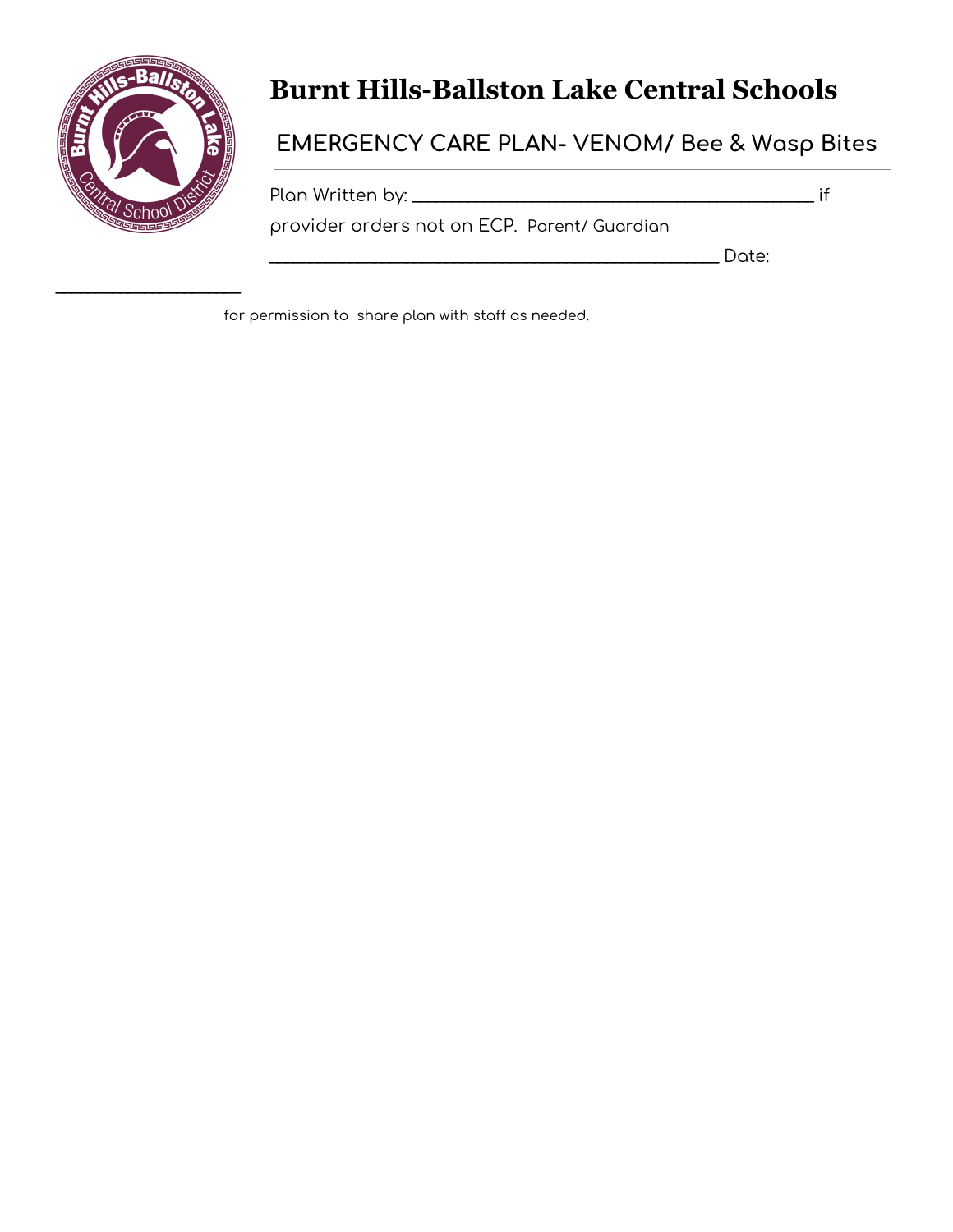# Burnt Hills-Ballston Lake Central Schools

## EMERGENCY CARE PLAN- VENOM/ Bee & Wasp Bites

Plan Written by: ________________________________________ if provider orders not on ECP. Parent/ Guardian ____________________________________________ Date: __________________

for permission to share plan with staff as needed.